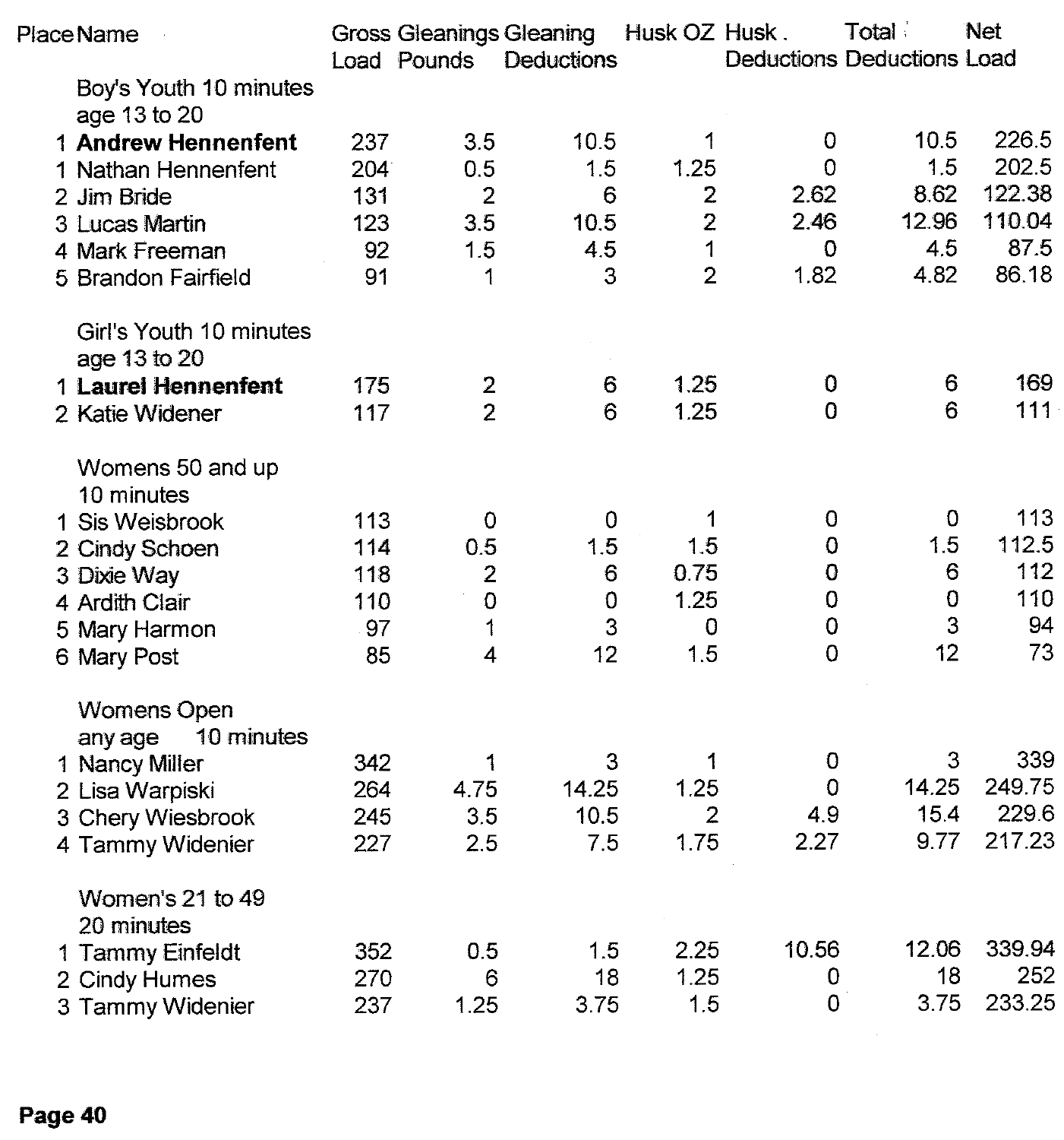| Place | Name | Gross Load | Gleanings Pounds | Gleaning Deductions | Husk OZ | Husk Deductions | Total Deductions | Net Load |
|---|---|---|---|---|---|---|---|---|
| | Boy's Youth 10 minutes age 13 to 20 | | | | | | | |
| 1 | **Andrew Hennenfent** | 237 | 3.5 | 10.5 | 1 | 0 | 10.5 | 226.5 |
| 1 | Nathan Hennenfent | 204 | 0.5 | 1.5 | 1.25 | 0 | 1.5 | 202.5 |
| 2 | Jim Bride | 131 | 2 | 6 | 2 | 2.62 | 8.62 | 122.38 |
| 3 | Lucas Martin | 123 | 3.5 | 10.5 | 2 | 2.46 | 12.96 | 110.04 |
| 4 | Mark Freeman | 92 | 1.5 | 4.5 | 1 | 0 | 4.5 | 87.5 |
| 5 | Brandon Fairfield | 91 | 1 | 3 | 2 | 1.82 | 4.82 | 86.18 |
| | Girl's Youth 10 minutes age 13 to 20 | | | | | | | |
| 1 | **Laurel Hennenfent** | 175 | 2 | 6 | 1.25 | 0 | 6 | 169 |
| 2 | Katie Widener | 117 | 2 | 6 | 1.25 | 0 | 6 | 111 |
| | Womens 50 and up 10 minutes | | | | | | | |
| 1 | Sis Weisbrook | 113 | 0 | 0 | 1 | 0 | 0 | 113 |
| 2 | Cindy Schoen | 114 | 0.5 | 1.5 | 1.5 | 0 | 1.5 | 112.5 |
| 3 | Dixie Way | 118 | 2 | 6 | 0.75 | 0 | 6 | 112 |
| 4 | Ardith Clair | 110 | 0 | 0 | 1.25 | 0 | 0 | 110 |
| 5 | Mary Harmon | 97 | 1 | 3 | 0 | 0 | 3 | 94 |
| 6 | Mary Post | 85 | 4 | 12 | 1.5 | 0 | 12 | 73 |
| | Womens Open any age 10 minutes | | | | | | | |
| 1 | Nancy Miller | 342 | 1 | 3 | 1 | 0 | 3 | 339 |
| 2 | Lisa Warpiski | 264 | 4.75 | 14.25 | 1.25 | 0 | 14.25 | 249.75 |
| 3 | Chery Wiesbrook | 245 | 3.5 | 10.5 | 2 | 4.9 | 15.4 | 229.6 |
| 4 | Tammy Widenier | 227 | 2.5 | 7.5 | 1.75 | 2.27 | 9.77 | 217.23 |
| | Women's 21 to 49 20 minutes | | | | | | | |
| 1 | Tammy Einfeldt | 352 | 0.5 | 1.5 | 2.25 | 10.56 | 12.06 | 339.94 |
| 2 | Cindy Humes | 270 | 6 | 18 | 1.25 | 0 | 18 | 252 |
| 3 | Tammy Widenier | 237 | 1.25 | 3.75 | 1.5 | 0 | 3.75 | 233.25 |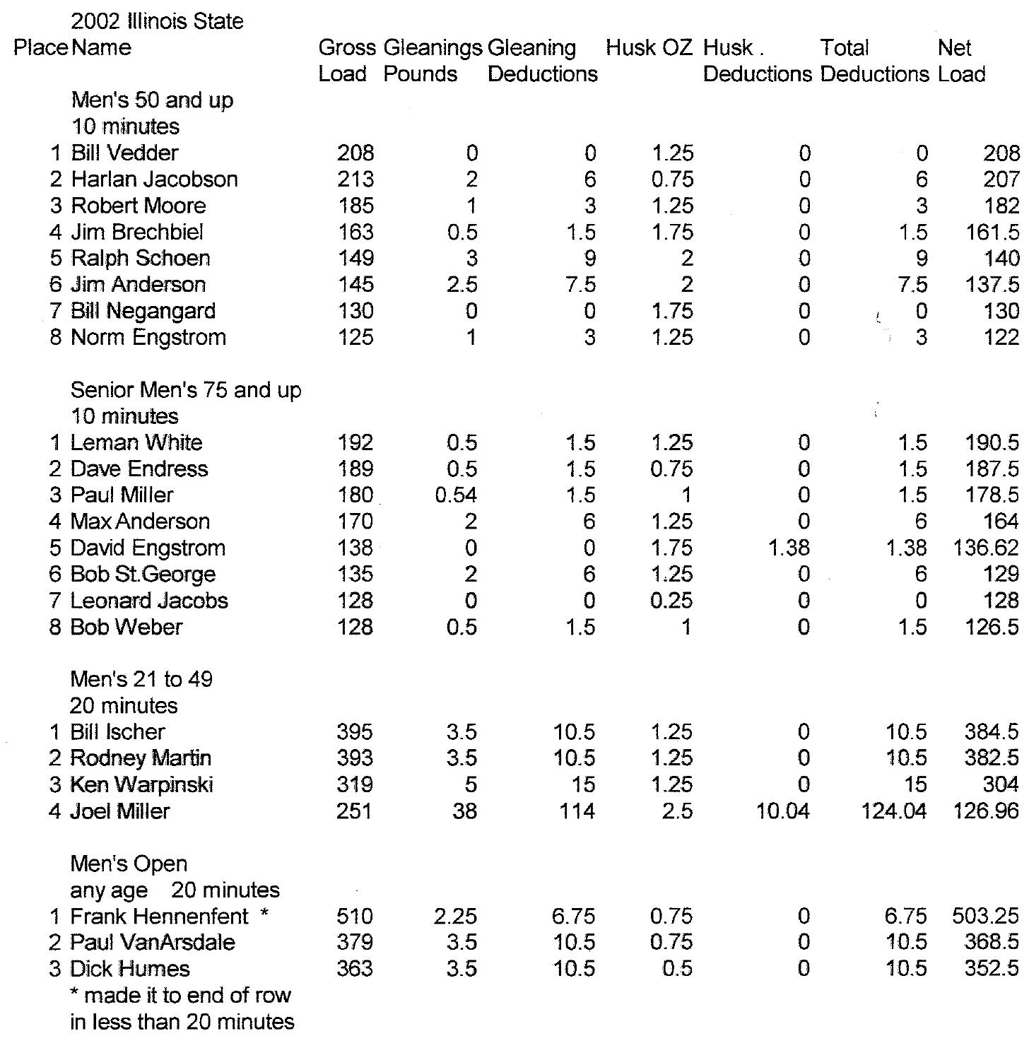2002 Illinois State

| Place | Name | Gross Load | Gleanings Pounds | Gleaning Deductions | Husk OZ | Husk . Deductions | Total Deductions | Net Load |
|---|---|---|---|---|---|---|---|---|
| | Men's 50 and up 10 minutes | | | | | | | |
| 1 | Bill Vedder | 208 | 0 | 0 | 1.25 | 0 | 0 | 208 |
| 2 | Harlan Jacobson | 213 | 2 | 6 | 0.75 | 0 | 6 | 207 |
| 3 | Robert Moore | 185 | 1 | 3 | 1.25 | 0 | 3 | 182 |
| 4 | Jim Brechbiel | 163 | 0.5 | 1.5 | 1.75 | 0 | 1.5 | 161.5 |
| 5 | Ralph Schoen | 149 | 3 | 9 | 2 | 0 | 9 | 140 |
| 6 | Jim Anderson | 145 | 2.5 | 7.5 | 2 | 0 | 7.5 | 137.5 |
| 7 | Bill Negangard | 130 | 0 | 0 | 1.75 | 0 | 0 | 130 |
| 8 | Norm Engstrom | 125 | 1 | 3 | 1.25 | 0 | 3 | 122 |
| | Senior Men's 75 and up 10 minutes | | | | | | | |
| 1 | Leman White | 192 | 0.5 | 1.5 | 1.25 | 0 | 1.5 | 190.5 |
| 2 | Dave Endress | 189 | 0.5 | 1.5 | 0.75 | 0 | 1.5 | 187.5 |
| 3 | Paul Miller | 180 | 0.54 | 1.5 | 1 | 0 | 1.5 | 178.5 |
| 4 | Max Anderson | 170 | 2 | 6 | 1.25 | 0 | 6 | 164 |
| 5 | David Engstrom | 138 | 0 | 0 | 1.75 | 1.38 | 1.38 | 136.62 |
| 6 | Bob St.George | 135 | 2 | 6 | 1.25 | 0 | 6 | 129 |
| 7 | Leonard Jacobs | 128 | 0 | 0 | 0.25 | 0 | 0 | 128 |
| 8 | Bob Weber | 128 | 0.5 | 1.5 | 1 | 0 | 1.5 | 126.5 |
| | Men's 21 to 49 20 minutes | | | | | | | |
| 1 | Bill Ischer | 395 | 3.5 | 10.5 | 1.25 | 0 | 10.5 | 384.5 |
| 2 | Rodney Martin | 393 | 3.5 | 10.5 | 1.25 | 0 | 10.5 | 382.5 |
| 3 | Ken Warpinski | 319 | 5 | 15 | 1.25 | 0 | 15 | 304 |
| 4 | Joel Miller | 251 | 38 | 114 | 2.5 | 10.04 | 124.04 | 126.96 |
| | Men's Open any age 20 minutes | | | | | | | |
| 1 | Frank Hennenfent * | 510 | 2.25 | 6.75 | 0.75 | 0 | 6.75 | 503.25 |
| 2 | Paul VanArsdale | 379 | 3.5 | 10.5 | 0.75 | 0 | 10.5 | 368.5 |
| 3 | Dick Humes | 363 | 3.5 | 10.5 | 0.5 | 0 | 10.5 | 352.5 |

* made it to end of row in less than 20 minutes